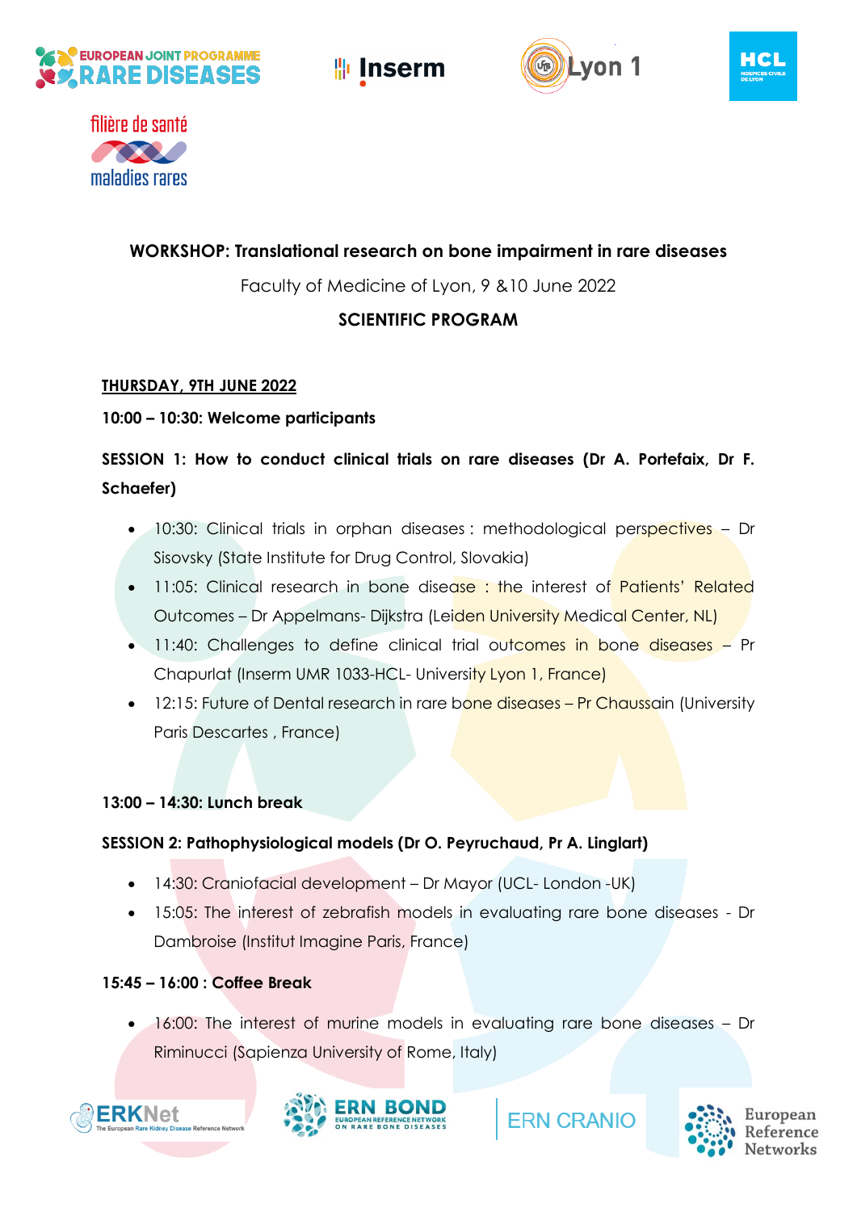**WORKSHOP: Translational research on bone impairment in rare diseases**

Faculty of Medicine of Lyon, 9 &10 June 2022

**SCIENTIFIC PROGRAM**

**THURSDAY, 9TH JUNE 2022**

**10:00 – 10:30: Welcome participants**

**SESSION 1: How to conduct clinical trials on rare diseases (Dr A. Portefaix, Dr F. Schaefer)**

- 10:30: Clinical trials in orphan diseases : methodological perspectives – Dr Sisovsky (State Institute for Drug Control, Slovakia)
- 11:05: Clinical research in bone disease : the interest of Patients' Related Outcomes – Dr Appelmans- Dijkstra (Leiden University Medical Center, NL)
- 11:40: Challenges to define clinical trial outcomes in bone diseases – Pr Chapurlat (Inserm UMR 1033-HCL- University Lyon 1, France)
- 12:15: Future of Dental research in rare bone diseases – Pr Chaussain (University Paris Descartes , France)

**13:00 – 14:30: Lunch break**

**SESSION 2: Pathophysiological models (Dr O. Peyruchaud, Pr A. Linglart)**

- 14:30: Craniofacial development – Dr Mayor (UCL- London -UK)
- 15:05: The interest of zebrafish models in evaluating rare bone diseases - Dr Dambroise (Institut Imagine Paris, France)

**15:45 – 16:00 : Coffee Break**

- 16:00: The interest of murine models in evaluating rare bone diseases – Dr Riminucci (Sapienza University of Rome, Italy)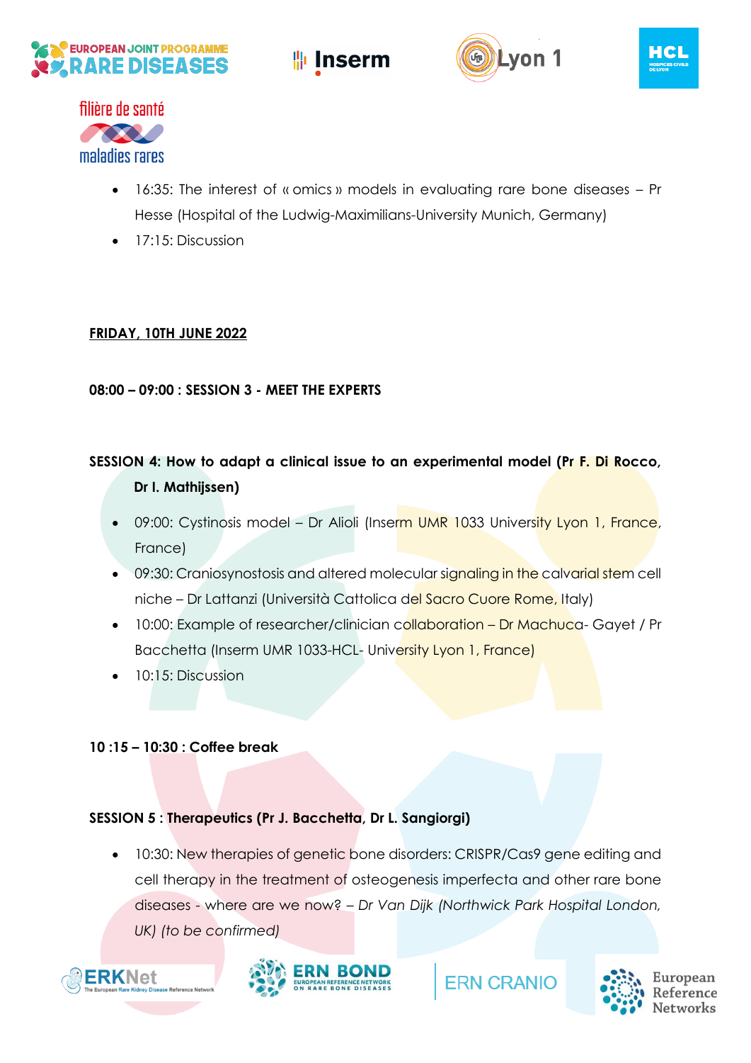- 16:35: The interest of « omics » models in evaluating rare bone diseases – Pr Hesse (Hospital of the Ludwig-Maximilians-University Munich, Germany)
- 17:15: Discussion

**FRIDAY, 10TH JUNE 2022**

**08:00 – 09:00 : SESSION 3 - MEET THE EXPERTS**

**SESSION 4: How to adapt a clinical issue to an experimental model (Pr F. Di Rocco, Dr I. Mathijssen)**

- 09:00: Cystinosis model – Dr Alioli (Inserm UMR 1033 University Lyon 1, France, France)
- 09:30: Craniosynostosis and altered molecular signaling in the calvarial stem cell niche – Dr Lattanzi (Università Cattolica del Sacro Cuore Rome, Italy)
- 10:00: Example of researcher/clinician collaboration – Dr Machuca- Gayet / Pr Bacchetta (Inserm UMR 1033-HCL- University Lyon 1, France)
- 10:15: Discussion

**10 :15 – 10:30 : Coffee break**

**SESSION 5 : Therapeutics (Pr J. Bacchetta, Dr L. Sangiorgi)**

- 10:30: New therapies of genetic bone disorders: CRISPR/Cas9 gene editing and cell therapy in the treatment of osteogenesis imperfecta and other rare bone diseases - where are we now? – *Dr Van Dijk (Northwick Park Hospital London, UK) (to be confirmed)*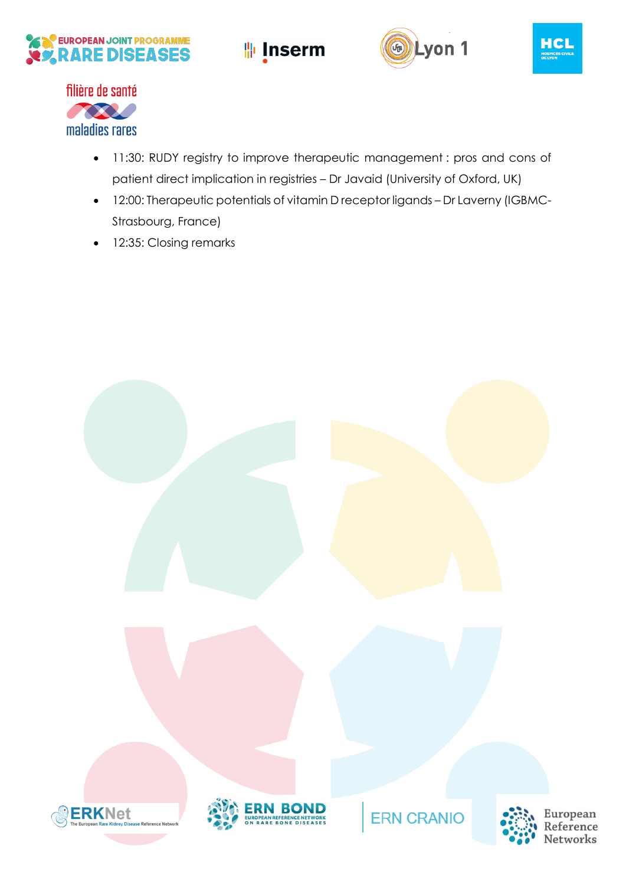- 11:30: RUDY registry to improve therapeutic management : pros and cons of patient direct implication in registries – Dr Javaid (University of Oxford, UK)
- 12:00: Therapeutic potentials of vitamin D receptor ligands – Dr Laverny (IGBMC-Strasbourg, France)
- 12:35: Closing remarks